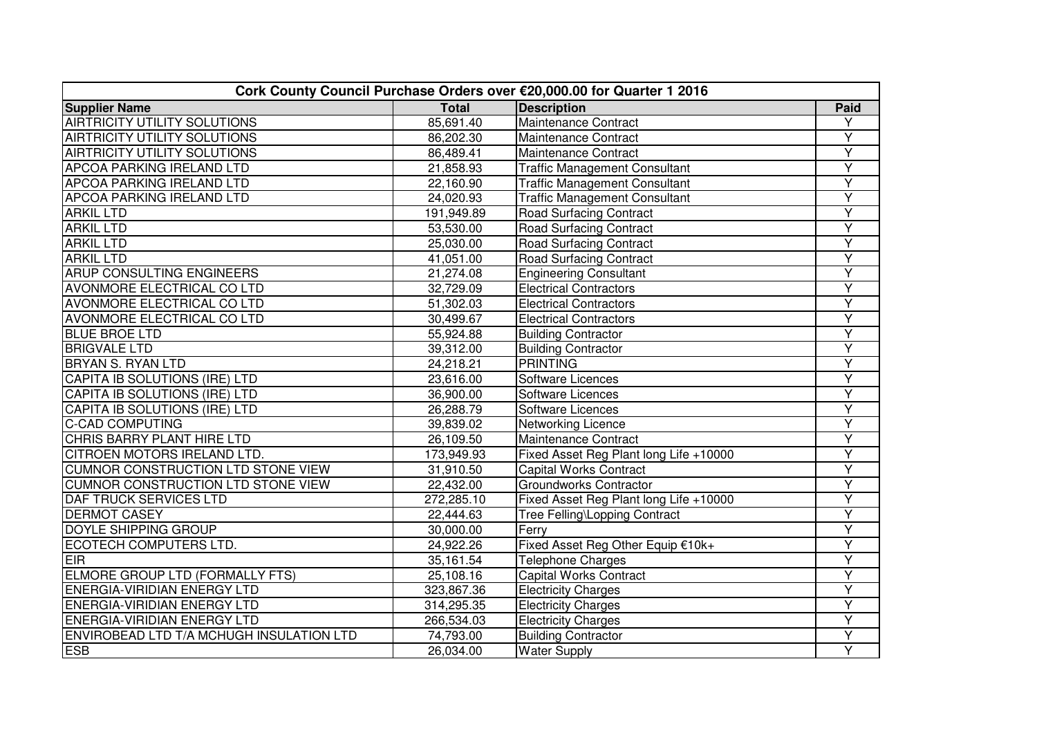| Cork County Council Purchase Orders over €20,000.00 for Quarter 1 2016 | | | |
|---|---|---|---|
| **Supplier Name** | **Total** | **Description** | **Paid** |
| AIRTRICITY UTILITY SOLUTIONS | 85,691.40 | Maintenance Contract | Y |
| AIRTRICITY UTILITY SOLUTIONS | 86,202.30 | Maintenance Contract | Y |
| AIRTRICITY UTILITY SOLUTIONS | 86,489.41 | Maintenance Contract | Y |
| APCOA PARKING IRELAND LTD | 21,858.93 | Traffic Management Consultant | Y |
| APCOA PARKING IRELAND LTD | 22,160.90 | Traffic Management Consultant | Y |
| APCOA PARKING IRELAND LTD | 24,020.93 | Traffic Management Consultant | Y |
| ARKIL LTD | 191,949.89 | Road Surfacing Contract | Y |
| ARKIL LTD | 53,530.00 | Road Surfacing Contract | Y |
| ARKIL LTD | 25,030.00 | Road Surfacing Contract | Y |
| ARKIL LTD | 41,051.00 | Road Surfacing Contract | Y |
| ARUP CONSULTING ENGINEERS | 21,274.08 | Engineering Consultant | Y |
| AVONMORE ELECTRICAL CO LTD | 32,729.09 | Electrical Contractors | Y |
| AVONMORE ELECTRICAL CO LTD | 51,302.03 | Electrical Contractors | Y |
| AVONMORE ELECTRICAL CO LTD | 30,499.67 | Electrical Contractors | Y |
| BLUE BROE LTD | 55,924.88 | Building Contractor | Y |
| BRIGVALE LTD | 39,312.00 | Building Contractor | Y |
| BRYAN S. RYAN LTD | 24,218.21 | PRINTING | Y |
| CAPITA IB SOLUTIONS (IRE) LTD | 23,616.00 | Software Licences | Y |
| CAPITA IB SOLUTIONS (IRE) LTD | 36,900.00 | Software Licences | Y |
| CAPITA IB SOLUTIONS (IRE) LTD | 26,288.79 | Software Licences | Y |
| C-CAD COMPUTING | 39,839.02 | Networking Licence | Y |
| CHRIS BARRY PLANT HIRE LTD | 26,109.50 | Maintenance Contract | Y |
| CITROEN MOTORS IRELAND LTD. | 173,949.93 | Fixed Asset Reg Plant long Life +10000 | Y |
| CUMNOR CONSTRUCTION LTD STONE VIEW | 31,910.50 | Capital Works Contract | Y |
| CUMNOR CONSTRUCTION LTD STONE VIEW | 22,432.00 | Groundworks Contractor | Y |
| DAF TRUCK SERVICES LTD | 272,285.10 | Fixed Asset Reg Plant long Life +10000 | Y |
| DERMOT CASEY | 22,444.63 | Tree Felling\Lopping Contract | Y |
| DOYLE SHIPPING GROUP | 30,000.00 | Ferry | Y |
| ECOTECH COMPUTERS LTD. | 24,922.26 | Fixed Asset Reg Other Equip €10k+ | Y |
| EIR | 35,161.54 | Telephone Charges | Y |
| ELMORE GROUP LTD (FORMALLY FTS) | 25,108.16 | Capital Works Contract | Y |
| ENERGIA-VIRIDIAN ENERGY LTD | 323,867.36 | Electricity Charges | Y |
| ENERGIA-VIRIDIAN ENERGY LTD | 314,295.35 | Electricity Charges | Y |
| ENERGIA-VIRIDIAN ENERGY LTD | 266,534.03 | Electricity Charges | Y |
| ENVIROBEAD LTD T/A MCHUGH INSULATION LTD | 74,793.00 | Building Contractor | Y |
| ESB | 26,034.00 | Water Supply | Y |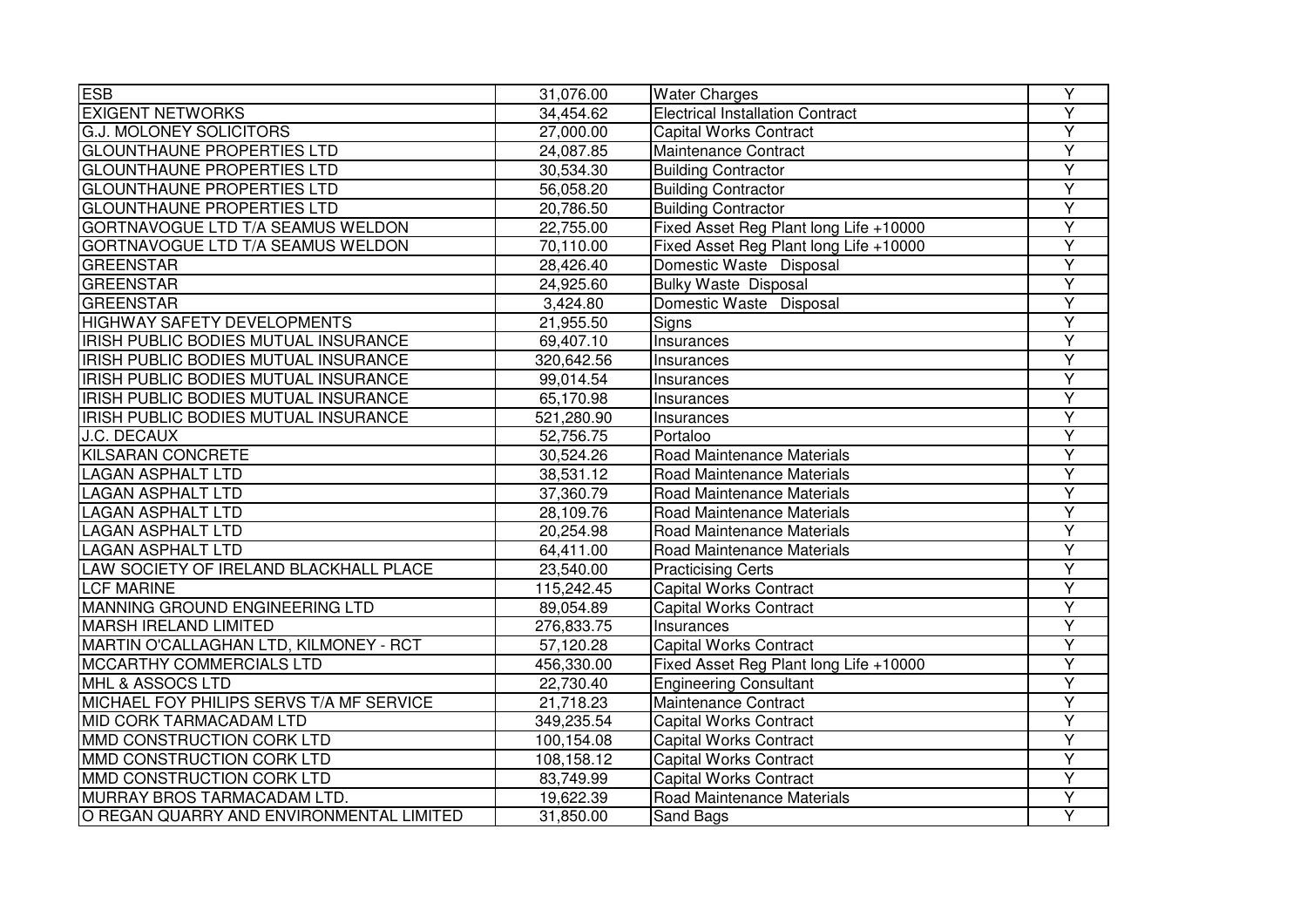| | | | |
|---|---|---|---|
| ESB | 31,076.00 | Water Charges | Y |
| EXIGENT NETWORKS | 34,454.62 | Electrical Installation Contract | Y |
| G.J. MOLONEY SOLICITORS | 27,000.00 | Capital Works Contract | Y |
| GLOUNTHAUNE PROPERTIES LTD | 24,087.85 | Maintenance Contract | Y |
| GLOUNTHAUNE PROPERTIES LTD | 30,534.30 | Building Contractor | Y |
| GLOUNTHAUNE PROPERTIES LTD | 56,058.20 | Building Contractor | Y |
| GLOUNTHAUNE PROPERTIES LTD | 20,786.50 | Building Contractor | Y |
| GORTNAVOGUE LTD T/A SEAMUS WELDON | 22,755.00 | Fixed Asset Reg Plant long Life +10000 | Y |
| GORTNAVOGUE LTD T/A SEAMUS WELDON | 70,110.00 | Fixed Asset Reg Plant long Life +10000 | Y |
| GREENSTAR | 28,426.40 | Domestic Waste Disposal | Y |
| GREENSTAR | 24,925.60 | Bulky Waste Disposal | Y |
| GREENSTAR | 3,424.80 | Domestic Waste Disposal | Y |
| HIGHWAY SAFETY DEVELOPMENTS | 21,955.50 | Signs | Y |
| IRISH PUBLIC BODIES MUTUAL INSURANCE | 69,407.10 | Insurances | Y |
| IRISH PUBLIC BODIES MUTUAL INSURANCE | 320,642.56 | Insurances | Y |
| IRISH PUBLIC BODIES MUTUAL INSURANCE | 99,014.54 | Insurances | Y |
| IRISH PUBLIC BODIES MUTUAL INSURANCE | 65,170.98 | Insurances | Y |
| IRISH PUBLIC BODIES MUTUAL INSURANCE | 521,280.90 | Insurances | Y |
| J.C. DECAUX | 52,756.75 | Portaloo | Y |
| KILSARAN CONCRETE | 30,524.26 | Road Maintenance Materials | Y |
| LAGAN ASPHALT LTD | 38,531.12 | Road Maintenance Materials | Y |
| LAGAN ASPHALT LTD | 37,360.79 | Road Maintenance Materials | Y |
| LAGAN ASPHALT LTD | 28,109.76 | Road Maintenance Materials | Y |
| LAGAN ASPHALT LTD | 20,254.98 | Road Maintenance Materials | Y |
| LAGAN ASPHALT LTD | 64,411.00 | Road Maintenance Materials | Y |
| LAW SOCIETY OF IRELAND BLACKHALL PLACE | 23,540.00 | Practicising Certs | Y |
| LCF MARINE | 115,242.45 | Capital Works Contract | Y |
| MANNING GROUND ENGINEERING LTD | 89,054.89 | Capital Works Contract | Y |
| MARSH IRELAND LIMITED | 276,833.75 | Insurances | Y |
| MARTIN O'CALLAGHAN LTD, KILMONEY - RCT | 57,120.28 | Capital Works Contract | Y |
| MCCARTHY COMMERCIALS LTD | 456,330.00 | Fixed Asset Reg Plant long Life +10000 | Y |
| MHL & ASSOCS LTD | 22,730.40 | Engineering Consultant | Y |
| MICHAEL FOY PHILIPS SERVS T/A MF SERVICE | 21,718.23 | Maintenance Contract | Y |
| MID CORK TARMACADAM LTD | 349,235.54 | Capital Works Contract | Y |
| MMD CONSTRUCTION CORK LTD | 100,154.08 | Capital Works Contract | Y |
| MMD CONSTRUCTION CORK LTD | 108,158.12 | Capital Works Contract | Y |
| MMD CONSTRUCTION CORK LTD | 83,749.99 | Capital Works Contract | Y |
| MURRAY BROS TARMACADAM LTD. | 19,622.39 | Road Maintenance Materials | Y |
| O REGAN QUARRY AND ENVIRONMENTAL LIMITED | 31,850.00 | Sand Bags | Y |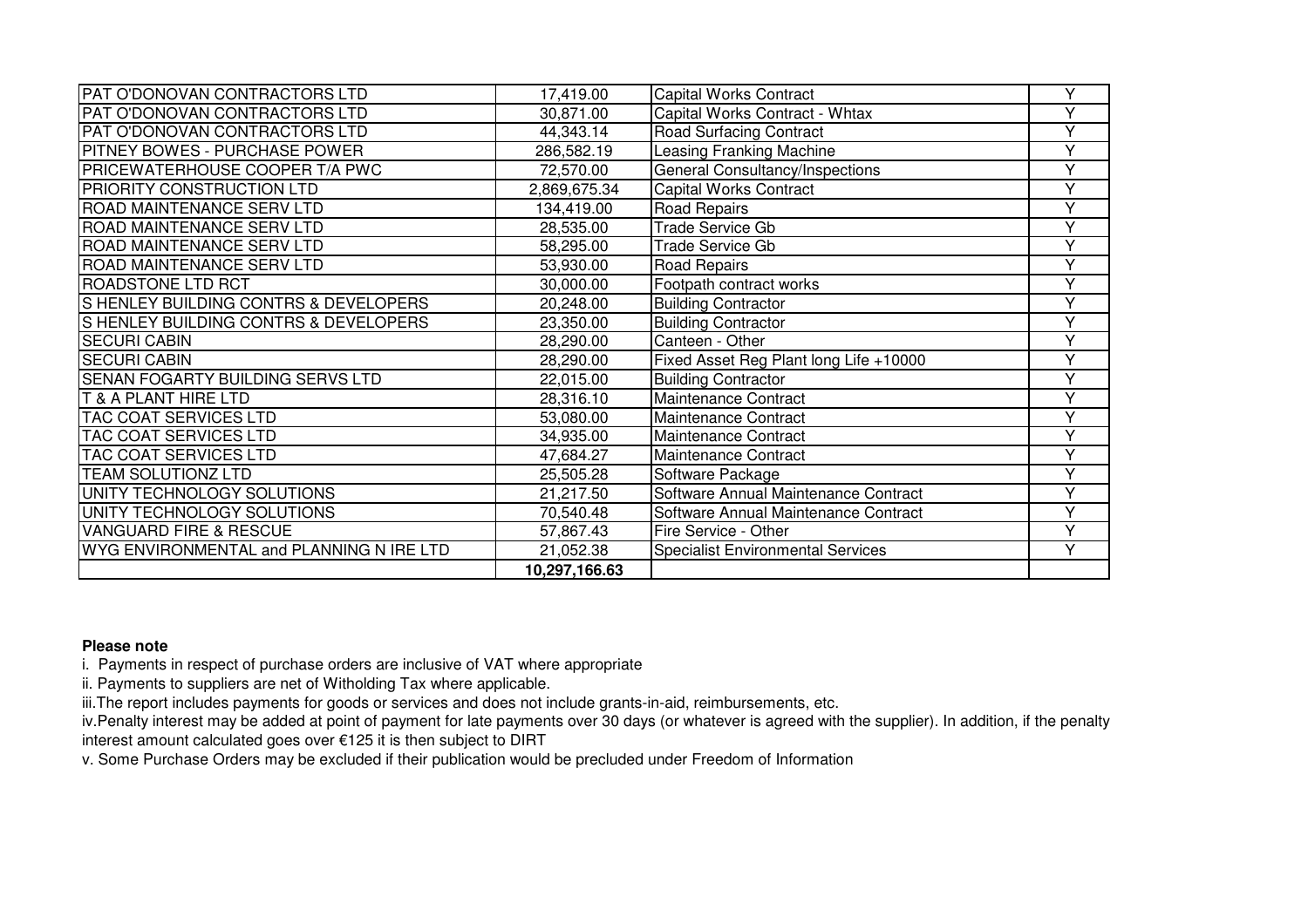| | | | |
|---|---|---|---|
| PAT O'DONOVAN CONTRACTORS LTD | 17,419.00 | Capital Works Contract | Y |
| PAT O'DONOVAN CONTRACTORS LTD | 30,871.00 | Capital Works Contract - Whtax | Y |
| PAT O'DONOVAN CONTRACTORS LTD | 44,343.14 | Road Surfacing Contract | Y |
| PITNEY BOWES - PURCHASE POWER | 286,582.19 | Leasing Franking Machine | Y |
| PRICEWATERHOUSE COOPER T/A PWC | 72,570.00 | General Consultancy/Inspections | Y |
| PRIORITY CONSTRUCTION LTD | 2,869,675.34 | Capital Works Contract | Y |
| ROAD MAINTENANCE SERV LTD | 134,419.00 | Road Repairs | Y |
| ROAD MAINTENANCE SERV LTD | 28,535.00 | Trade Service Gb | Y |
| ROAD MAINTENANCE SERV LTD | 58,295.00 | Trade Service Gb | Y |
| ROAD MAINTENANCE SERV LTD | 53,930.00 | Road Repairs | Y |
| ROADSTONE LTD RCT | 30,000.00 | Footpath contract works | Y |
| S HENLEY BUILDING CONTRS & DEVELOPERS | 20,248.00 | Building Contractor | Y |
| S HENLEY BUILDING CONTRS & DEVELOPERS | 23,350.00 | Building Contractor | Y |
| SECURI CABIN | 28,290.00 | Canteen - Other | Y |
| SECURI CABIN | 28,290.00 | Fixed Asset Reg Plant long Life +10000 | Y |
| SENAN FOGARTY BUILDING SERVS LTD | 22,015.00 | Building Contractor | Y |
| T & A PLANT HIRE LTD | 28,316.10 | Maintenance Contract | Y |
| TAC COAT SERVICES LTD | 53,080.00 | Maintenance Contract | Y |
| TAC COAT SERVICES LTD | 34,935.00 | Maintenance Contract | Y |
| TAC COAT SERVICES LTD | 47,684.27 | Maintenance Contract | Y |
| TEAM SOLUTIONZ LTD | 25,505.28 | Software Package | Y |
| UNITY TECHNOLOGY SOLUTIONS | 21,217.50 | Software Annual Maintenance Contract | Y |
| UNITY TECHNOLOGY SOLUTIONS | 70,540.48 | Software Annual Maintenance Contract | Y |
| VANGUARD FIRE & RESCUE | 57,867.43 | Fire Service - Other | Y |
| WYG ENVIRONMENTAL and PLANNING N IRE LTD | 21,052.38 | Specialist Environmental Services | Y |
| | **10,297,166.63** | | |

**Please note**

i. Payments in respect of purchase orders are inclusive of VAT where appropriate

ii. Payments to suppliers are net of Witholding Tax where applicable.

iii.The report includes payments for goods or services and does not include grants-in-aid, reimbursements, etc.

iv.Penalty interest may be added at point of payment for late payments over 30 days (or whatever is agreed with the supplier). In addition, if the penalty interest amount calculated goes over €125 it is then subject to DIRT

v. Some Purchase Orders may be excluded if their publication would be precluded under Freedom of Information